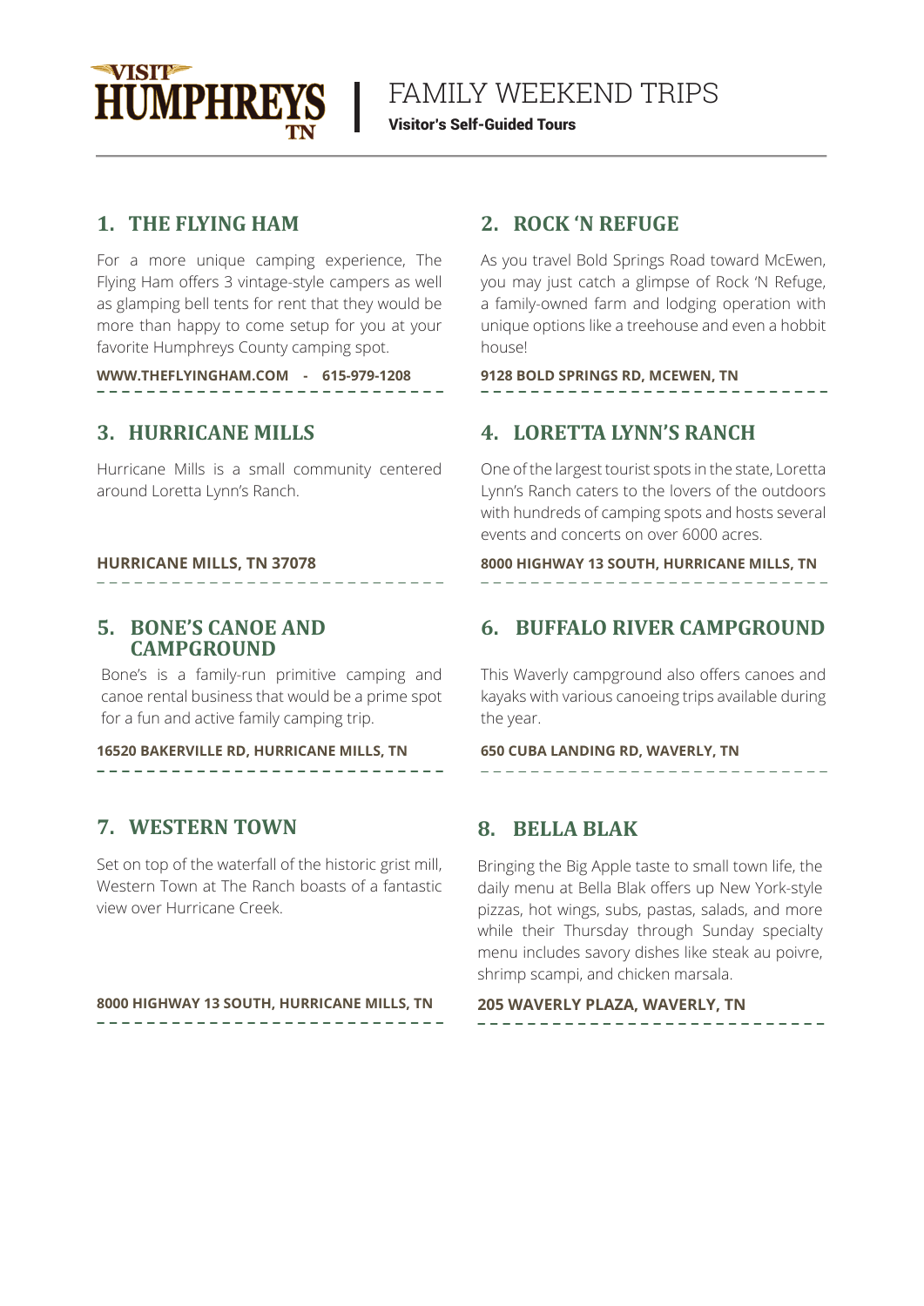# FAMILY WEEKEND TRIPS

**Visitor's Self-Guided Tours**

## 1. THE FLYING HAM

For a more unique camping experience, The Flying Ham offers 3 vintage-style campers as well as glamping bell tents for rent that they would be more than happy to come setup for you at your favorite Humphreys County camping spot.

**WWW.THEFLYINGHAM.COM - 615-979-1208**

## 2. ROCK 'N REFUGE

As you travel Bold Springs Road toward McEwen, you may just catch a glimpse of Rock 'N Refuge, a family-owned farm and lodging operation with unique options like a treehouse and even a hobbit house!

**9128 BOLD SPRINGS RD, MCEWEN, TN**

## 3. HURRICANE MILLS

Hurricane Mills is a small community centered around Loretta Lynn's Ranch.

**HURRICANE MILLS, TN 37078**

## 4. LORETTA LYNN'S RANCH

One of the largest tourist spots in the state, Loretta Lynn's Ranch caters to the lovers of the outdoors with hundreds of camping spots and hosts several events and concerts on over 6000 acres.

**8000 HIGHWAY 13 SOUTH, HURRICANE MILLS, TN**

## 5. BONE'S CANOE AND CAMPGROUND

Bone's is a family-run primitive camping and canoe rental business that would be a prime spot for a fun and active family camping trip.

**16520 BAKERVILLE RD, HURRICANE MILLS, TN**

## 6. BUFFALO RIVER CAMPGROUND

This Waverly campground also offers canoes and kayaks with various canoeing trips available during the year.

**650 CUBA LANDING RD, WAVERLY, TN**

## 7. WESTERN TOWN

Set on top of the waterfall of the historic grist mill, Western Town at The Ranch boasts of a fantastic view over Hurricane Creek.

**8000 HIGHWAY 13 SOUTH, HURRICANE MILLS, TN**

## 8. BELLA BLAK

Bringing the Big Apple taste to small town life, the daily menu at Bella Blak offers up New York-style pizzas, hot wings, subs, pastas, salads, and more while their Thursday through Sunday specialty menu includes savory dishes like steak au poivre, shrimp scampi, and chicken marsala.

**205 WAVERLY PLAZA, WAVERLY, TN**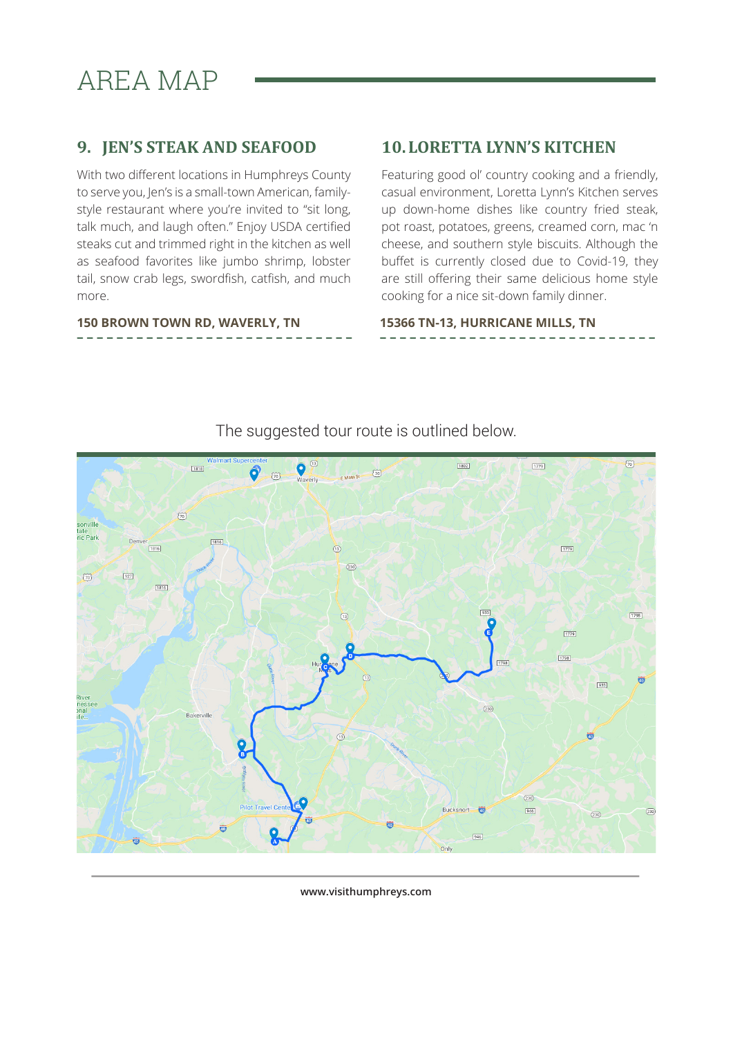# AREA MAP

## 9. JEN'S STEAK AND SEAFOOD

With two different locations in Humphreys County to serve you, Jen's is a small-town American, family-style restaurant where you're invited to "sit long, talk much, and laugh often." Enjoy USDA certified steaks cut and trimmed right in the kitchen as well as seafood favorites like jumbo shrimp, lobster tail, snow crab legs, swordfish, catfish, and much more.

**150 BROWN TOWN RD, WAVERLY, TN**

## 10. LORETTA LYNN'S KITCHEN

Featuring good ol' country cooking and a friendly, casual environment, Loretta Lynn's Kitchen serves up down-home dishes like country fried steak, pot roast, potatoes, greens, creamed corn, mac 'n cheese, and southern style biscuits. Although the buffet is currently closed due to Covid-19, they are still offering their same delicious home style cooking for a nice sit-down family dinner.

**15366 TN-13, HURRICANE MILLS, TN**

The suggested tour route is outlined below.

Walmart Supercenter
Waverly
E Main St
Denver
Bakerville
Hurricane Mills
Pilot Travel Center
Bucksnort
Only
A
B
C
D
E

www.visithumphreys.com